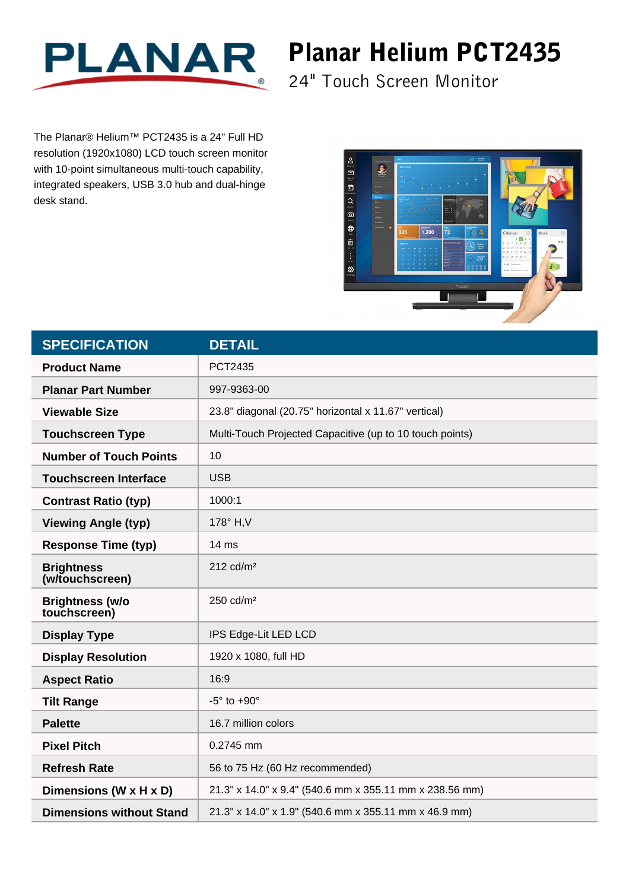# Planar Helium PCT2435

## 24" Touch Screen Monitor

The Planar® Helium™ PCT2435 is a 24" Full HD resolution (1920x1080) LCD touch screen monitor with 10-point simultaneous multi-touch capability, integrated speakers, USB 3.0 hub and dual-hinge desk stand.

| SPECIFICATION | DETAIL |
|---|---|
| **Product Name** | PCT2435 |
| **Planar Part Number** | 997-9363-00 |
| **Viewable Size** | 23.8" diagonal (20.75" horizontal x 11.67" vertical) |
| **Touchscreen Type** | Multi-Touch Projected Capacitive (up to 10 touch points) |
| **Number of Touch Points** | 10 |
| **Touchscreen Interface** | USB |
| **Contrast Ratio (typ)** | 1000:1 |
| **Viewing Angle (typ)** | 178° H,V |
| **Response Time (typ)** | 14 ms |
| **Brightness (w/touchscreen)** | 212 cd/m² |
| **Brightness (w/o touchscreen)** | 250 cd/m² |
| **Display Type** | IPS Edge-Lit LED LCD |
| **Display Resolution** | 1920 x 1080, full HD |
| **Aspect Ratio** | 16:9 |
| **Tilt Range** | -5° to +90° |
| **Palette** | 16.7 million colors |
| **Pixel Pitch** | 0.2745 mm |
| **Refresh Rate** | 56 to 75 Hz (60 Hz recommended) |
| **Dimensions (W x H x D)** | 21.3" x 14.0" x 9.4" (540.6 mm x 355.11 mm x 238.56 mm) |
| **Dimensions without Stand** | 21.3" x 14.0" x 1.9" (540.6 mm x 355.11 mm x 46.9 mm) |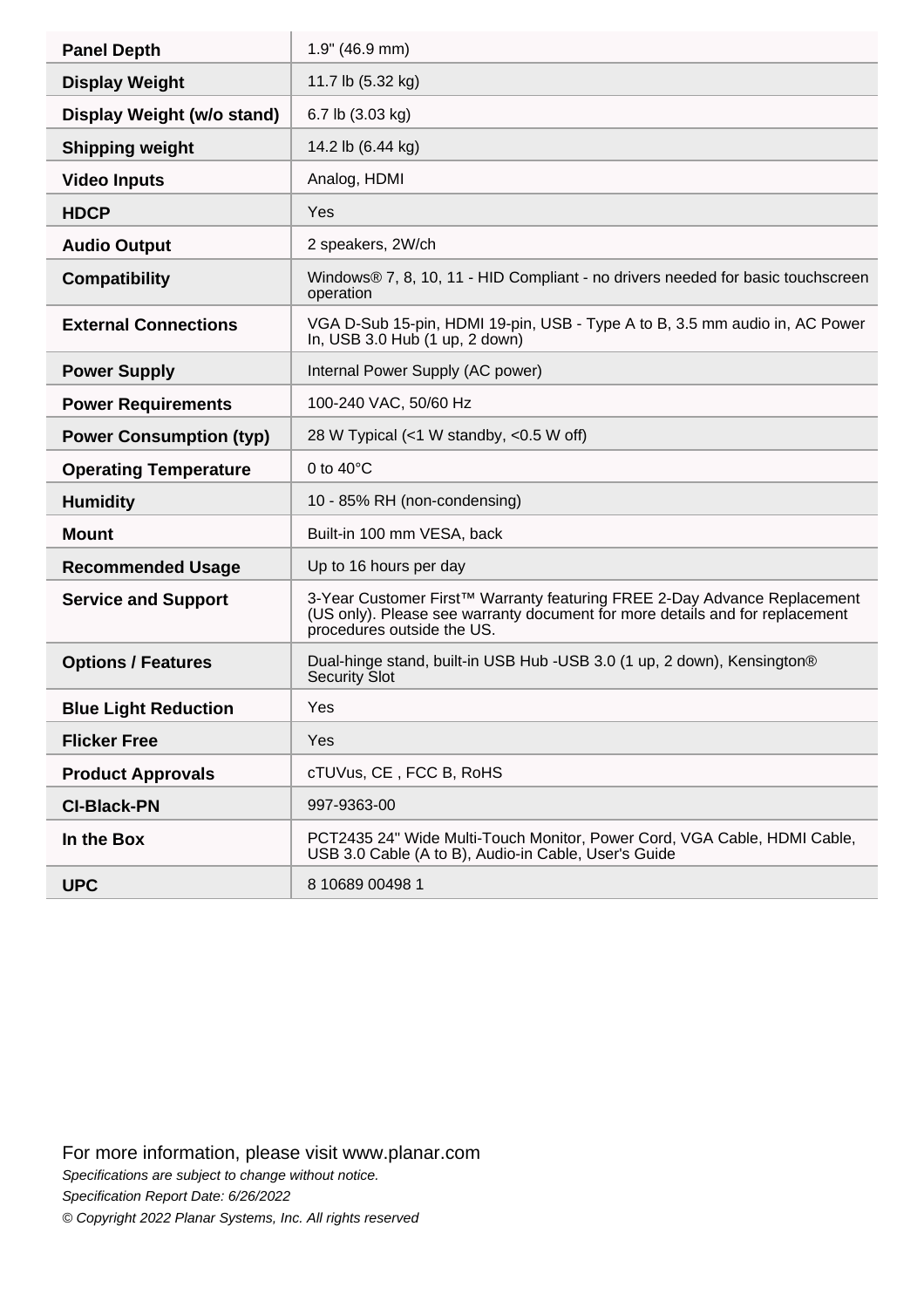| | |
|---|---|
| **Panel Depth** | 1.9" (46.9 mm) |
| **Display Weight** | 11.7 lb (5.32 kg) |
| **Display Weight (w/o stand)** | 6.7 lb (3.03 kg) |
| **Shipping weight** | 14.2 lb (6.44 kg) |
| **Video Inputs** | Analog, HDMI |
| **HDCP** | Yes |
| **Audio Output** | 2 speakers, 2W/ch |
| **Compatibility** | Windows® 7, 8, 10, 11 - HID Compliant - no drivers needed for basic touchscreen operation |
| **External Connections** | VGA D-Sub 15-pin, HDMI 19-pin, USB - Type A to B, 3.5 mm audio in, AC Power In, USB 3.0 Hub (1 up, 2 down) |
| **Power Supply** | Internal Power Supply (AC power) |
| **Power Requirements** | 100-240 VAC, 50/60 Hz |
| **Power Consumption (typ)** | 28 W Typical (<1 W standby, <0.5 W off) |
| **Operating Temperature** | 0 to 40°C |
| **Humidity** | 10 - 85% RH (non-condensing) |
| **Mount** | Built-in 100 mm VESA, back |
| **Recommended Usage** | Up to 16 hours per day |
| **Service and Support** | 3-Year Customer First™ Warranty featuring FREE 2-Day Advance Replacement (US only). Please see warranty document for more details and for replacement procedures outside the US. |
| **Options / Features** | Dual-hinge stand, built-in USB Hub -USB 3.0 (1 up, 2 down), Kensington® Security Slot |
| **Blue Light Reduction** | Yes |
| **Flicker Free** | Yes |
| **Product Approvals** | cTUVus, CE , FCC B, RoHS |
| **CI-Black-PN** | 997-9363-00 |
| **In the Box** | PCT2435 24" Wide Multi-Touch Monitor, Power Cord, VGA Cable, HDMI Cable, USB 3.0 Cable (A to B), Audio-in Cable, User's Guide |
| **UPC** | 8 10689 00498 1 |

For more information, please visit www.planar.com

*Specifications are subject to change without notice.*

*Specification Report Date: 6/26/2022*

*© Copyright 2022 Planar Systems, Inc. All rights reserved*